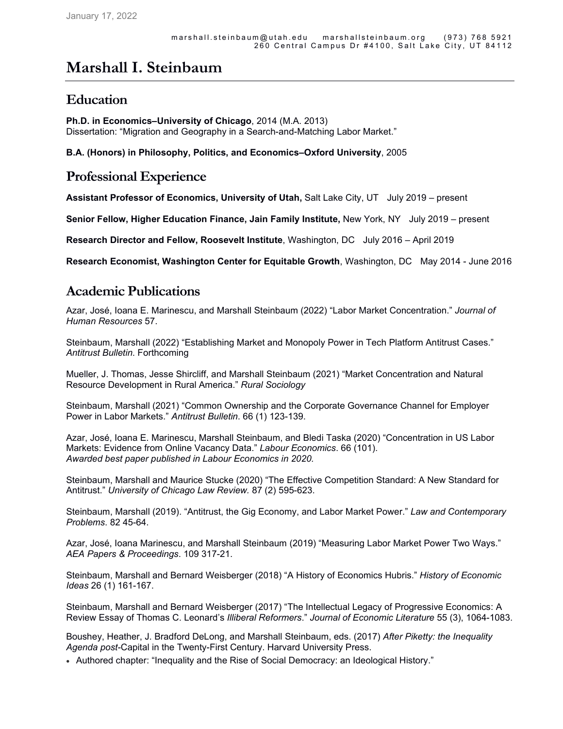January 17, 2022

marshall.steinbaum@utah.edu marshallsteinbaum.org (973) 768 5921
260 Central Campus Dr #4100, Salt Lake City, UT 84112

# Marshall I. Steinbaum

## Education

**Ph.D. in Economics–University of Chicago**, 2014 (M.A. 2013)
Dissertation: "Migration and Geography in a Search-and-Matching Labor Market."

**B.A. (Honors) in Philosophy, Politics, and Economics–Oxford University**, 2005

## Professional Experience

**Assistant Professor of Economics, University of Utah,** Salt Lake City, UT July 2019 – present

**Senior Fellow, Higher Education Finance, Jain Family Institute,** New York, NY July 2019 – present

**Research Director and Fellow, Roosevelt Institute**, Washington, DC July 2016 – April 2019

**Research Economist, Washington Center for Equitable Growth**, Washington, DC May 2014 - June 2016

## Academic Publications

Azar, José, Ioana E. Marinescu, and Marshall Steinbaum (2022) "Labor Market Concentration." *Journal of Human Resources* 57.

Steinbaum, Marshall (2022) "Establishing Market and Monopoly Power in Tech Platform Antitrust Cases." *Antitrust Bulletin*. Forthcoming

Mueller, J. Thomas, Jesse Shircliff, and Marshall Steinbaum (2021) "Market Concentration and Natural Resource Development in Rural America." *Rural Sociology*

Steinbaum, Marshall (2021) "Common Ownership and the Corporate Governance Channel for Employer Power in Labor Markets." *Antitrust Bulletin*. 66 (1) 123-139.

Azar, José, Ioana E. Marinescu, Marshall Steinbaum, and Bledi Taska (2020) "Concentration in US Labor Markets: Evidence from Online Vacancy Data." *Labour Economics*. 66 (101).
*Awarded best paper published in Labour Economics in 2020.*

Steinbaum, Marshall and Maurice Stucke (2020) "The Effective Competition Standard: A New Standard for Antitrust." *University of Chicago Law Review.* 87 (2) 595-623.

Steinbaum, Marshall (2019). "Antitrust, the Gig Economy, and Labor Market Power." *Law and Contemporary Problems*. 82 45-64.

Azar, José, Ioana Marinescu, and Marshall Steinbaum (2019) "Measuring Labor Market Power Two Ways." *AEA Papers & Proceedings*. 109 317-21.

Steinbaum, Marshall and Bernard Weisberger (2018) "A History of Economics Hubris." *History of Economic Ideas* 26 (1) 161-167.

Steinbaum, Marshall and Bernard Weisberger (2017) "The Intellectual Legacy of Progressive Economics: A Review Essay of Thomas C. Leonard's *Illiberal Reformers*." *Journal of Economic Literature* 55 (3), 1064-1083.

Boushey, Heather, J. Bradford DeLong, and Marshall Steinbaum, eds. (2017) *After Piketty: the Inequality Agenda post-*Capital in the Twenty-First Century. Harvard University Press.

- Authored chapter: "Inequality and the Rise of Social Democracy: an Ideological History."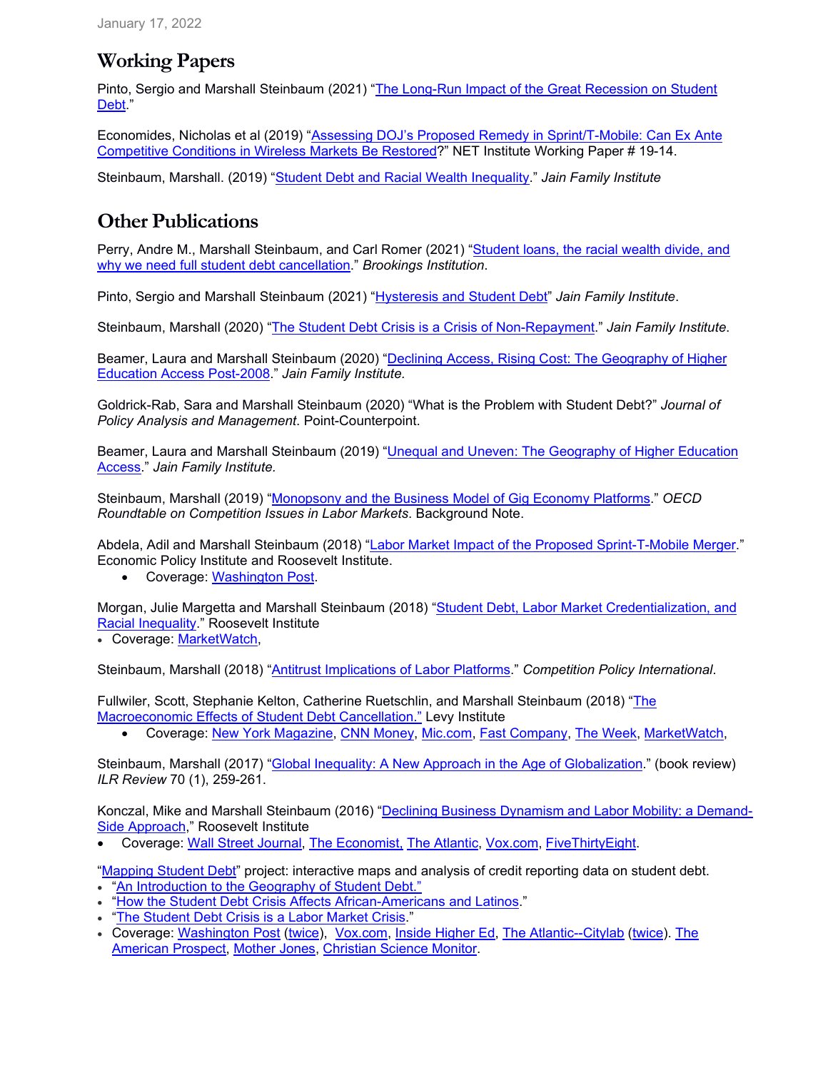## Working Papers

Pinto, Sergio and Marshall Steinbaum (2021) "The Long-Run Impact of the Great Recession on Student Debt."

Economides, Nicholas et al (2019) "Assessing DOJ's Proposed Remedy in Sprint/T-Mobile: Can Ex Ante Competitive Conditions in Wireless Markets Be Restored?" NET Institute Working Paper # 19-14.

Steinbaum, Marshall. (2019) "Student Debt and Racial Wealth Inequality." *Jain Family Institute*

## Other Publications

Perry, Andre M., Marshall Steinbaum, and Carl Romer (2021) "Student loans, the racial wealth divide, and why we need full student debt cancellation." *Brookings Institution*.

Pinto, Sergio and Marshall Steinbaum (2021) "Hysteresis and Student Debt" *Jain Family Institute*.

Steinbaum, Marshall (2020) "The Student Debt Crisis is a Crisis of Non-Repayment." *Jain Family Institute*.

Beamer, Laura and Marshall Steinbaum (2020) "Declining Access, Rising Cost: The Geography of Higher Education Access Post-2008." *Jain Family Institute.*

Goldrick-Rab, Sara and Marshall Steinbaum (2020) "What is the Problem with Student Debt?" *Journal of Policy Analysis and Management*. Point-Counterpoint.

Beamer, Laura and Marshall Steinbaum (2019) "Unequal and Uneven: The Geography of Higher Education Access." *Jain Family Institute.*

Steinbaum, Marshall (2019) "Monopsony and the Business Model of Gig Economy Platforms." *OECD Roundtable on Competition Issues in Labor Markets*. Background Note.

Abdela, Adil and Marshall Steinbaum (2018) "Labor Market Impact of the Proposed Sprint-T-Mobile Merger." Economic Policy Institute and Roosevelt Institute.
- Coverage: Washington Post.

Morgan, Julie Margetta and Marshall Steinbaum (2018) "Student Debt, Labor Market Credentialization, and Racial Inequality." Roosevelt Institute
- Coverage: MarketWatch,

Steinbaum, Marshall (2018) "Antitrust Implications of Labor Platforms." *Competition Policy International*.

Fullwiler, Scott, Stephanie Kelton, Catherine Ruetschlin, and Marshall Steinbaum (2018) "The Macroeconomic Effects of Student Debt Cancellation." Levy Institute
- Coverage: New York Magazine, CNN Money, Mic.com, Fast Company, The Week, MarketWatch,

Steinbaum, Marshall (2017) "Global Inequality: A New Approach in the Age of Globalization." (book review) *ILR Review* 70 (1), 259-261.

Konczal, Mike and Marshall Steinbaum (2016) "Declining Business Dynamism and Labor Mobility: a Demand-Side Approach," Roosevelt Institute
- Coverage: Wall Street Journal, The Economist, The Atlantic, Vox.com, FiveThirtyEight.

"Mapping Student Debt" project: interactive maps and analysis of credit reporting data on student debt.
- "An Introduction to the Geography of Student Debt."
- "How the Student Debt Crisis Affects African-Americans and Latinos."
- "The Student Debt Crisis is a Labor Market Crisis."
- Coverage: Washington Post (twice), Vox.com, Inside Higher Ed, The Atlantic--Citylab (twice). The American Prospect, Mother Jones, Christian Science Monitor.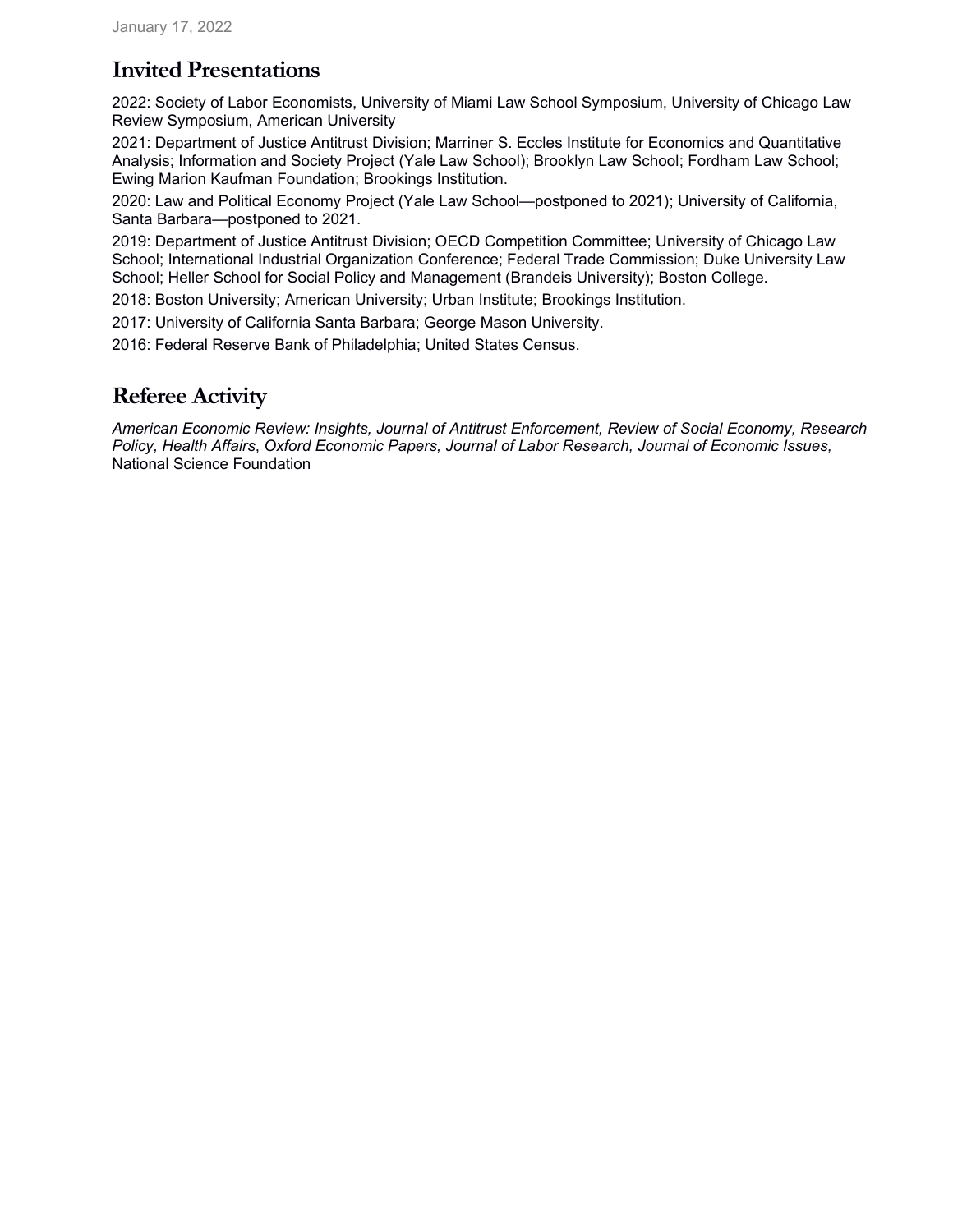## Invited Presentations

2022: Society of Labor Economists, University of Miami Law School Symposium, University of Chicago Law Review Symposium, American University

2021: Department of Justice Antitrust Division; Marriner S. Eccles Institute for Economics and Quantitative Analysis; Information and Society Project (Yale Law School); Brooklyn Law School; Fordham Law School; Ewing Marion Kaufman Foundation; Brookings Institution.

2020: Law and Political Economy Project (Yale Law School—postponed to 2021); University of California, Santa Barbara—postponed to 2021.

2019: Department of Justice Antitrust Division; OECD Competition Committee; University of Chicago Law School; International Industrial Organization Conference; Federal Trade Commission; Duke University Law School; Heller School for Social Policy and Management (Brandeis University); Boston College.

2018: Boston University; American University; Urban Institute; Brookings Institution.

2017: University of California Santa Barbara; George Mason University.

2016: Federal Reserve Bank of Philadelphia; United States Census.

## Referee Activity

*American Economic Review: Insights, Journal of Antitrust Enforcement, Review of Social Economy, Research Policy, Health Affairs*, *Oxford Economic Papers, Journal of Labor Research, Journal of Economic Issues,* National Science Foundation